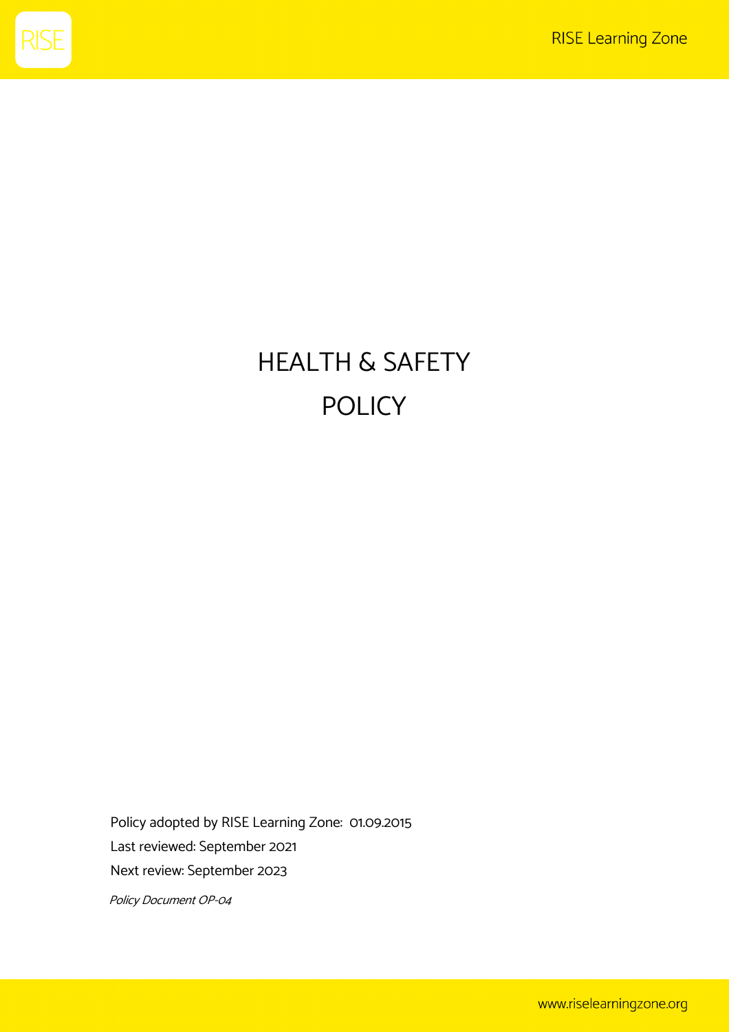# HEALTH & SAFETY POLICY

Policy adopted by RISE Learning Zone: 01.09.2015

Last reviewed: September 2021

Next review: September 2023

*Policy Document OP-04*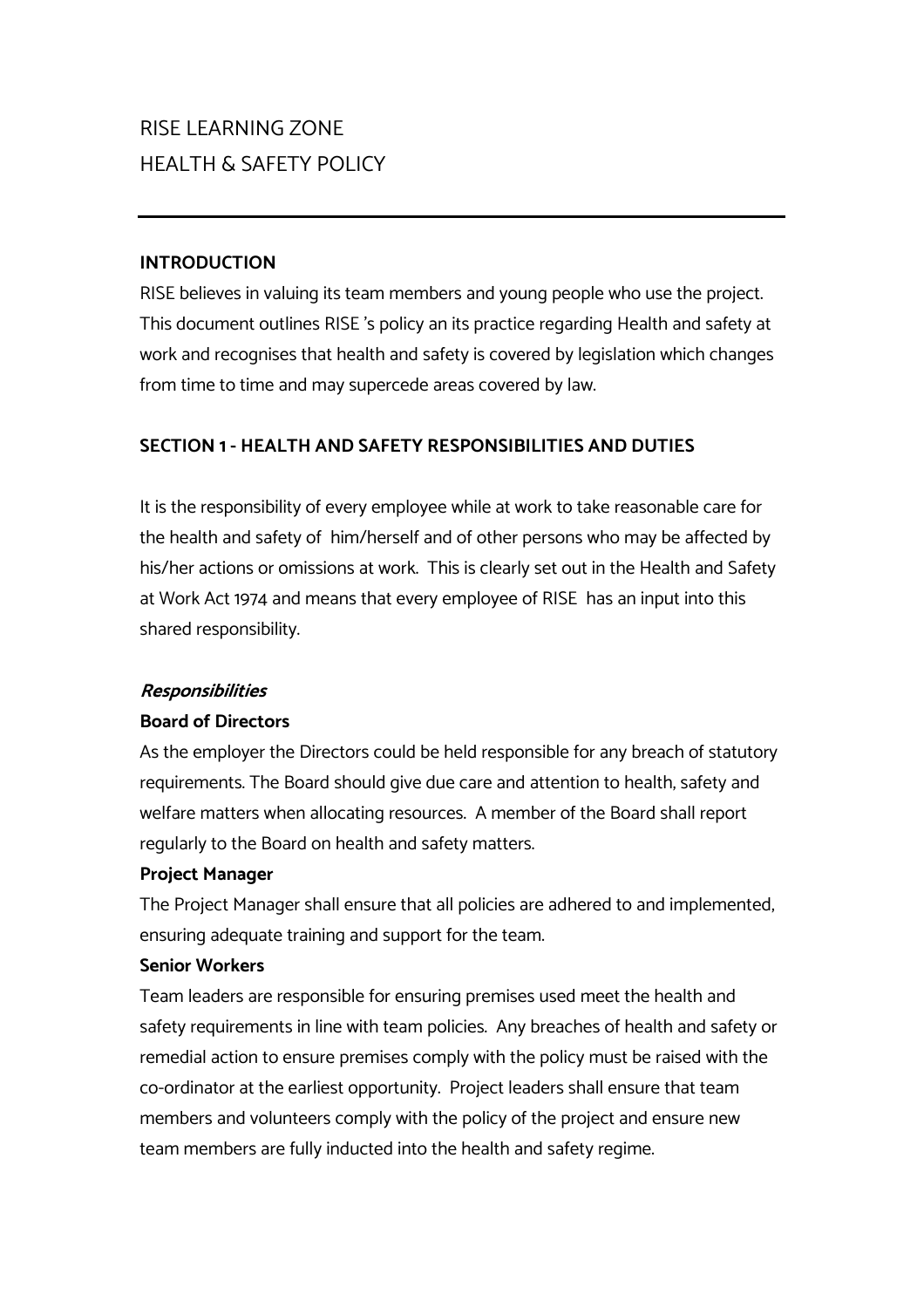# RISE LEARNING ZONE
# HEALTH & SAFETY POLICY

---

**INTRODUCTION**

RISE believes in valuing its team members and young people who use the project. This document outlines RISE 's policy an its practice regarding Health and safety at work and recognises that health and safety is covered by legislation which changes from time to time and may supercede areas covered by law.

## SECTION 1 - HEALTH AND SAFETY RESPONSIBILITIES AND DUTIES

It is the responsibility of every employee while at work to take reasonable care for the health and safety of him/herself and of other persons who may be affected by his/her actions or omissions at work. This is clearly set out in the Health and Safety at Work Act 1974 and means that every employee of RISE has an input into this shared responsibility.

***Responsibilities***

**Board of Directors**

As the employer the Directors could be held responsible for any breach of statutory requirements. The Board should give due care and attention to health, safety and welfare matters when allocating resources. A member of the Board shall report regularly to the Board on health and safety matters.

**Project Manager**

The Project Manager shall ensure that all policies are adhered to and implemented, ensuring adequate training and support for the team.

**Senior Workers**

Team leaders are responsible for ensuring premises used meet the health and safety requirements in line with team policies. Any breaches of health and safety or remedial action to ensure premises comply with the policy must be raised with the co-ordinator at the earliest opportunity. Project leaders shall ensure that team members and volunteers comply with the policy of the project and ensure new team members are fully inducted into the health and safety regime.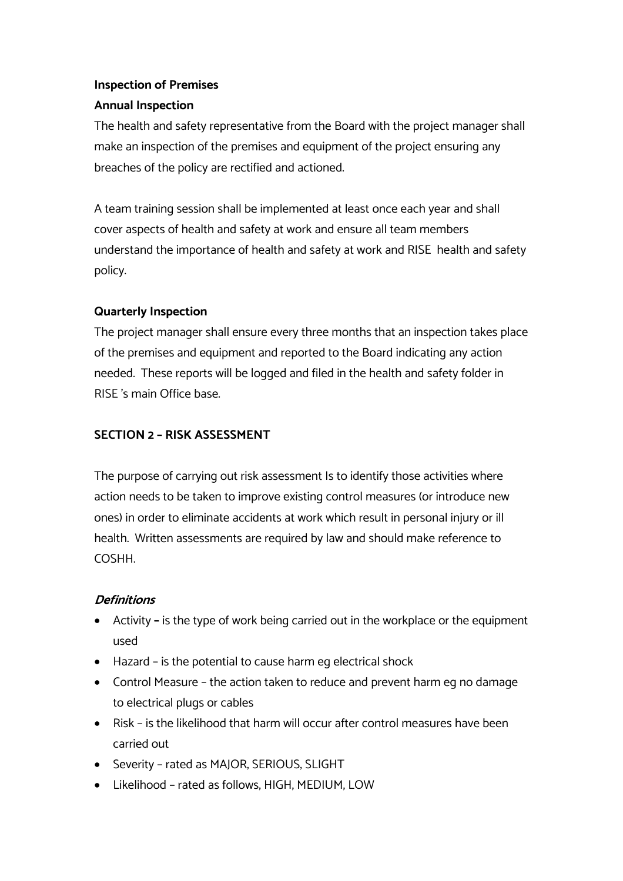**Inspection of Premises**

**Annual Inspection**

The health and safety representative from the Board with the project manager shall make an inspection of the premises and equipment of the project ensuring any breaches of the policy are rectified and actioned.

A team training session shall be implemented at least once each year and shall cover aspects of health and safety at work and ensure all team members understand the importance of health and safety at work and RISE health and safety policy.

**Quarterly Inspection**

The project manager shall ensure every three months that an inspection takes place of the premises and equipment and reported to the Board indicating any action needed. These reports will be logged and filed in the health and safety folder in RISE 's main Office base.

## SECTION 2 – RISK ASSESSMENT

The purpose of carrying out risk assessment Is to identify those activities where action needs to be taken to improve existing control measures (or introduce new ones) in order to eliminate accidents at work which result in personal injury or ill health. Written assessments are required by law and should make reference to COSHH.

***Definitions***

- Activity **–** is the type of work being carried out in the workplace or the equipment used
- Hazard – is the potential to cause harm eg electrical shock
- Control Measure – the action taken to reduce and prevent harm eg no damage to electrical plugs or cables
- Risk – is the likelihood that harm will occur after control measures have been carried out
- Severity – rated as MAJOR, SERIOUS, SLIGHT
- Likelihood – rated as follows, HIGH, MEDIUM, LOW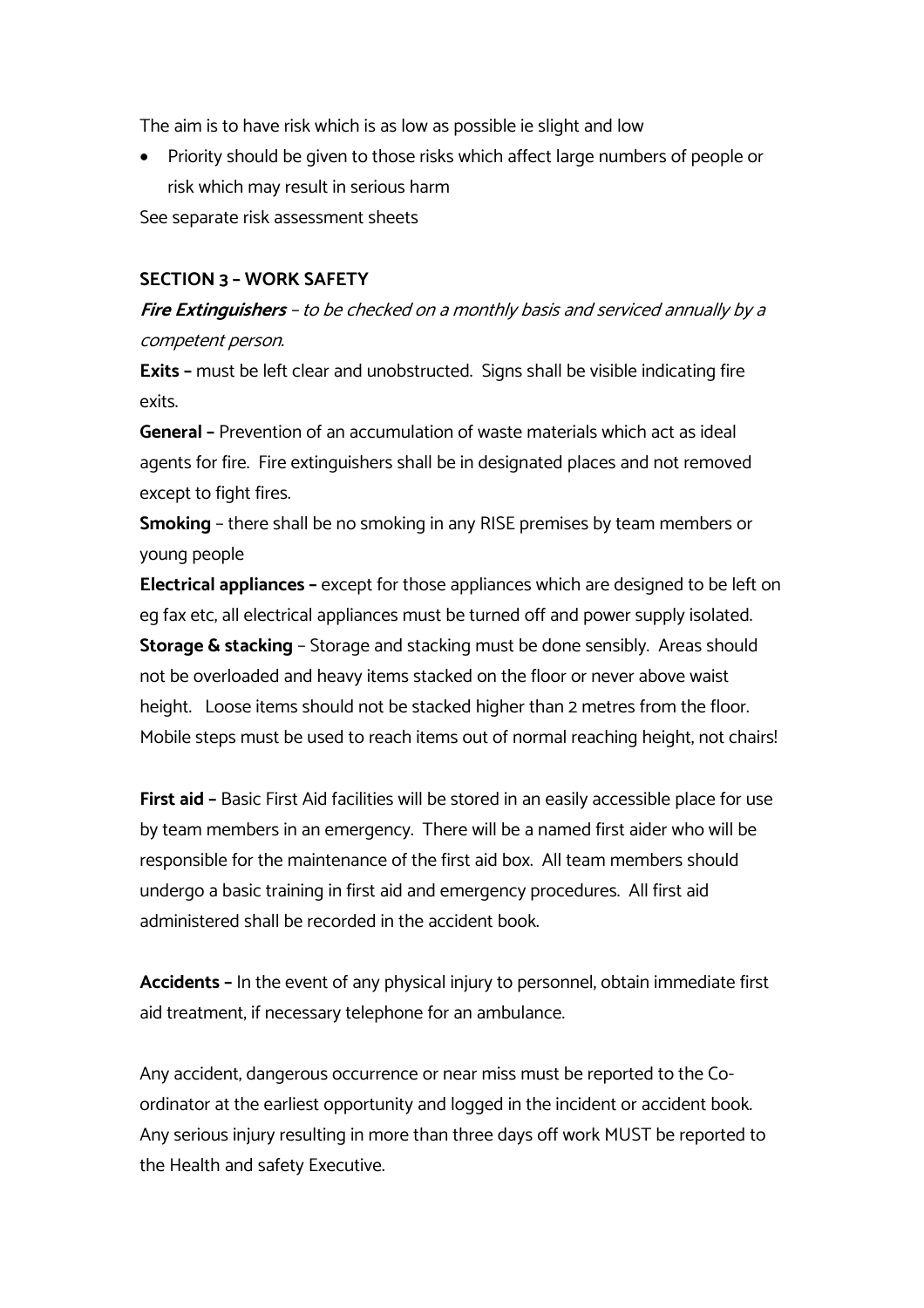The aim is to have risk which is as low as possible ie slight and low

- Priority should be given to those risks which affect large numbers of people or risk which may result in serious harm

See separate risk assessment sheets

**SECTION 3 – WORK SAFETY**

***Fire Extinguishers*** *– to be checked on a monthly basis and serviced annually by a competent person.*

**Exits –** must be left clear and unobstructed. Signs shall be visible indicating fire exits.

**General –** Prevention of an accumulation of waste materials which act as ideal agents for fire. Fire extinguishers shall be in designated places and not removed except to fight fires.

**Smoking** – there shall be no smoking in any RISE premises by team members or young people

**Electrical appliances –** except for those appliances which are designed to be left on eg fax etc, all electrical appliances must be turned off and power supply isolated.

**Storage & stacking** – Storage and stacking must be done sensibly. Areas should not be overloaded and heavy items stacked on the floor or never above waist height. Loose items should not be stacked higher than 2 metres from the floor. Mobile steps must be used to reach items out of normal reaching height, not chairs!

**First aid –** Basic First Aid facilities will be stored in an easily accessible place for use by team members in an emergency. There will be a named first aider who will be responsible for the maintenance of the first aid box. All team members should undergo a basic training in first aid and emergency procedures. All first aid administered shall be recorded in the accident book.

**Accidents –** In the event of any physical injury to personnel, obtain immediate first aid treatment, if necessary telephone for an ambulance.

Any accident, dangerous occurrence or near miss must be reported to the Co-ordinator at the earliest opportunity and logged in the incident or accident book. Any serious injury resulting in more than three days off work MUST be reported to the Health and safety Executive.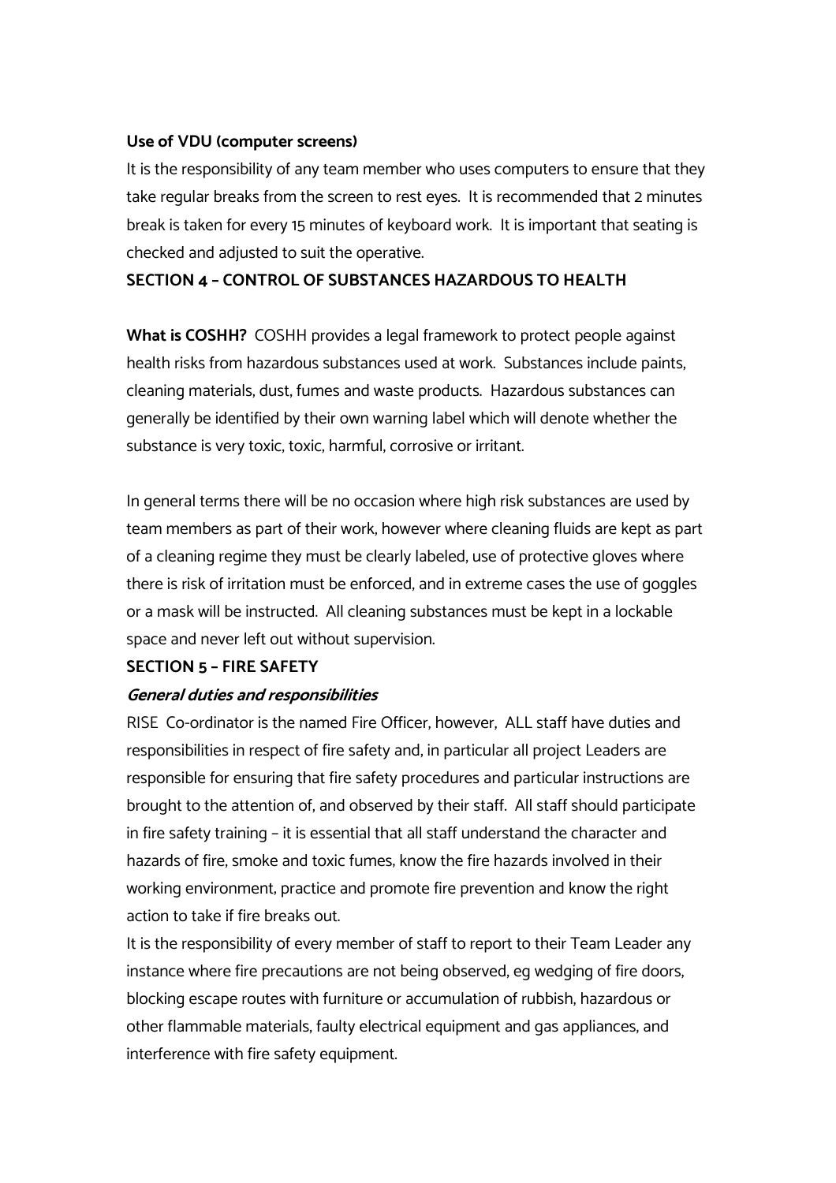**Use of VDU (computer screens)**

It is the responsibility of any team member who uses computers to ensure that they take regular breaks from the screen to rest eyes. It is recommended that 2 minutes break is taken for every 15 minutes of keyboard work. It is important that seating is checked and adjusted to suit the operative.

## SECTION 4 – CONTROL OF SUBSTANCES HAZARDOUS TO HEALTH

**What is COSHH?** COSHH provides a legal framework to protect people against health risks from hazardous substances used at work. Substances include paints, cleaning materials, dust, fumes and waste products. Hazardous substances can generally be identified by their own warning label which will denote whether the substance is very toxic, toxic, harmful, corrosive or irritant.

In general terms there will be no occasion where high risk substances are used by team members as part of their work, however where cleaning fluids are kept as part of a cleaning regime they must be clearly labeled, use of protective gloves where there is risk of irritation must be enforced, and in extreme cases the use of goggles or a mask will be instructed. All cleaning substances must be kept in a lockable space and never left out without supervision.

## SECTION 5 – FIRE SAFETY

***General duties and responsibilities***

RISE Co-ordinator is the named Fire Officer, however, ALL staff have duties and responsibilities in respect of fire safety and, in particular all project Leaders are responsible for ensuring that fire safety procedures and particular instructions are brought to the attention of, and observed by their staff. All staff should participate in fire safety training – it is essential that all staff understand the character and hazards of fire, smoke and toxic fumes, know the fire hazards involved in their working environment, practice and promote fire prevention and know the right action to take if fire breaks out.

It is the responsibility of every member of staff to report to their Team Leader any instance where fire precautions are not being observed, eg wedging of fire doors, blocking escape routes with furniture or accumulation of rubbish, hazardous or other flammable materials, faulty electrical equipment and gas appliances, and interference with fire safety equipment.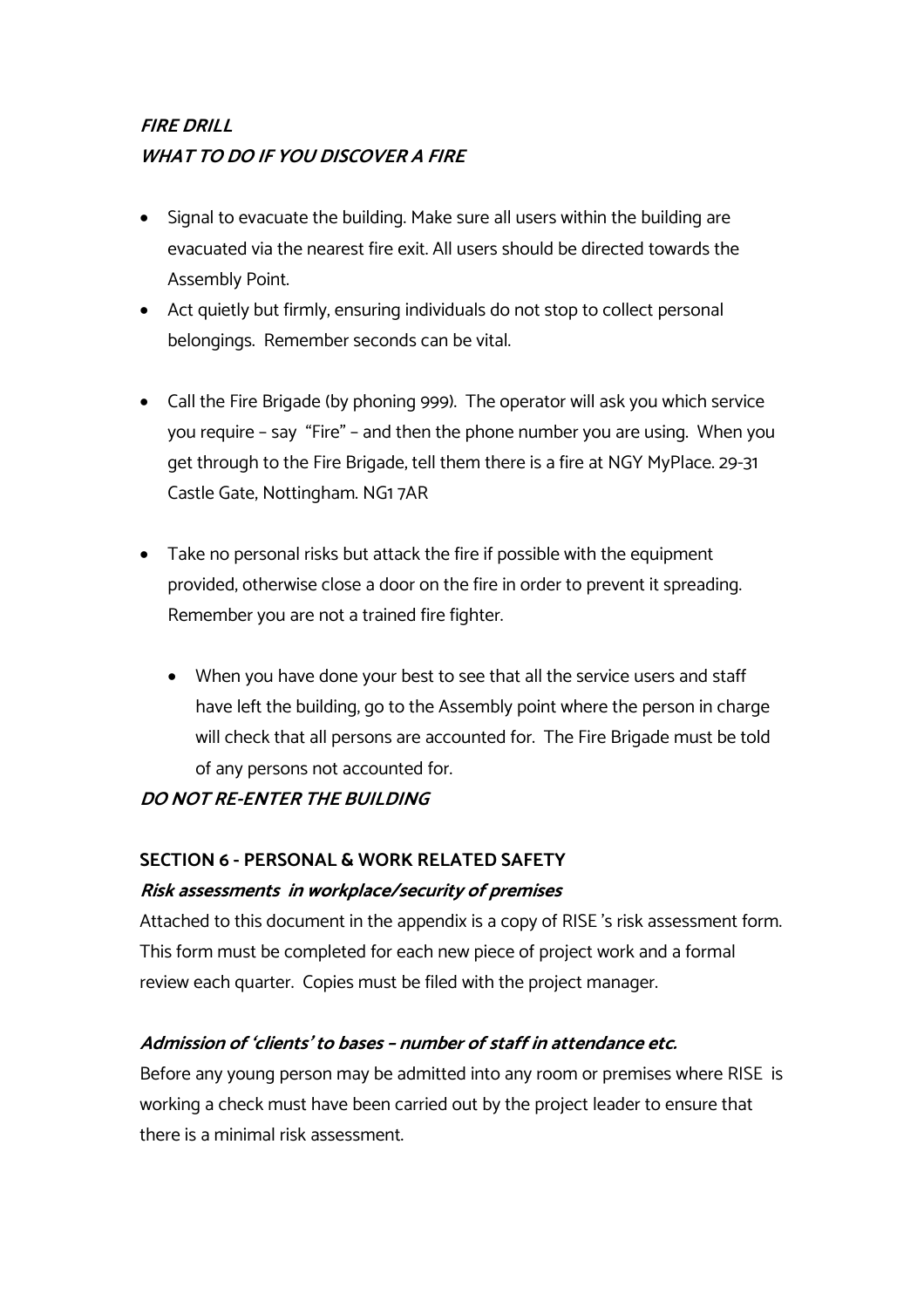***FIRE DRILL***
***WHAT TO DO IF YOU DISCOVER A FIRE***

- Signal to evacuate the building. Make sure all users within the building are evacuated via the nearest fire exit. All users should be directed towards the Assembly Point.
- Act quietly but firmly, ensuring individuals do not stop to collect personal belongings. Remember seconds can be vital.
- Call the Fire Brigade (by phoning 999). The operator will ask you which service you require – say "Fire" – and then the phone number you are using. When you get through to the Fire Brigade, tell them there is a fire at NGY MyPlace. 29-31 Castle Gate, Nottingham. NG1 7AR
- Take no personal risks but attack the fire if possible with the equipment provided, otherwise close a door on the fire in order to prevent it spreading. Remember you are not a trained fire fighter.
  - When you have done your best to see that all the service users and staff have left the building, go to the Assembly point where the person in charge will check that all persons are accounted for. The Fire Brigade must be told of any persons not accounted for.

***DO NOT RE-ENTER THE BUILDING***

**SECTION 6 - PERSONAL & WORK RELATED SAFETY**

***Risk assessments in workplace/security of premises***

Attached to this document in the appendix is a copy of RISE 's risk assessment form. This form must be completed for each new piece of project work and a formal review each quarter. Copies must be filed with the project manager.

***Admission of 'clients' to bases – number of staff in attendance etc.***

Before any young person may be admitted into any room or premises where RISE is working a check must have been carried out by the project leader to ensure that there is a minimal risk assessment.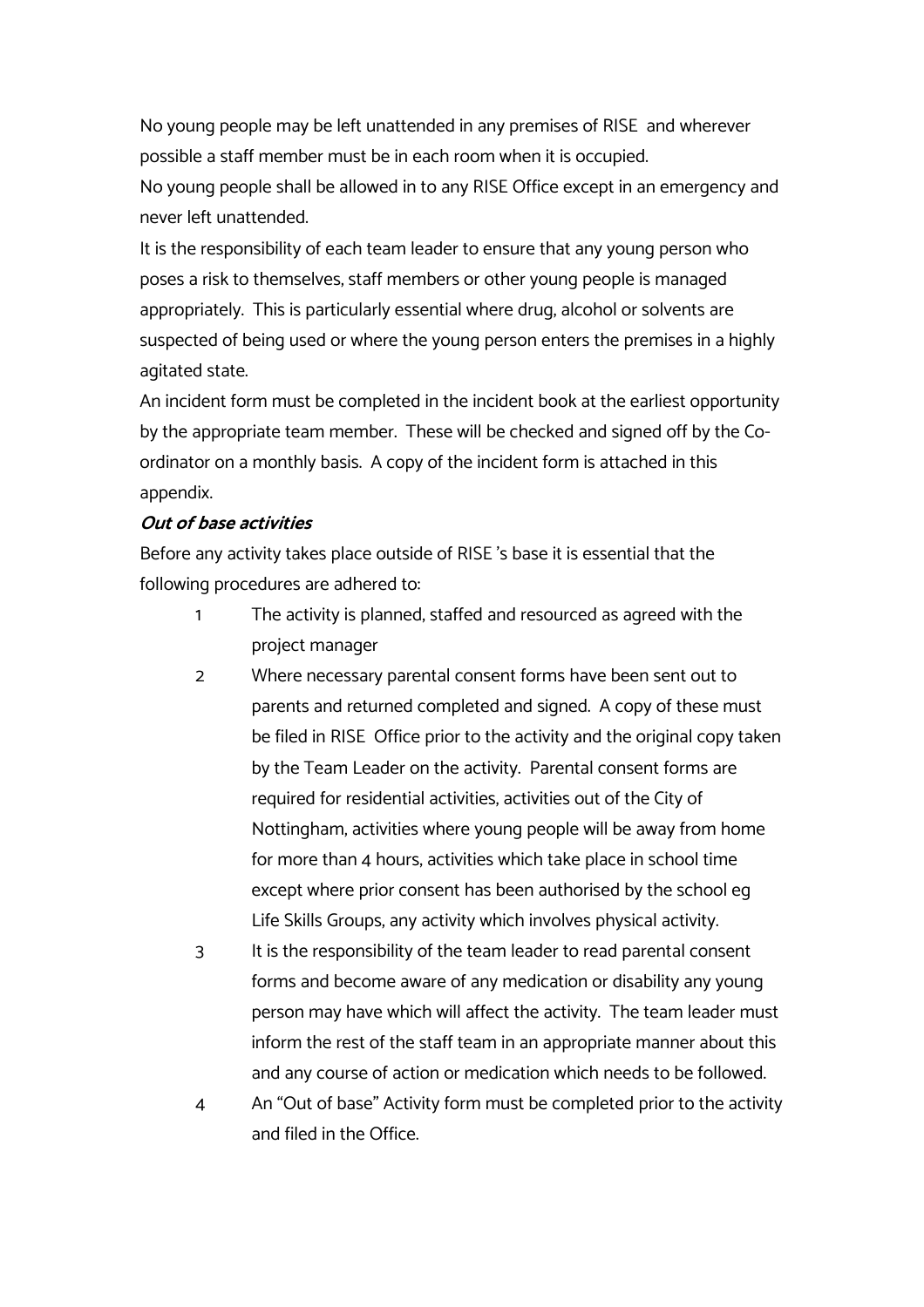No young people may be left unattended in any premises of RISE and wherever possible a staff member must be in each room when it is occupied.

No young people shall be allowed in to any RISE Office except in an emergency and never left unattended.

It is the responsibility of each team leader to ensure that any young person who poses a risk to themselves, staff members or other young people is managed appropriately. This is particularly essential where drug, alcohol or solvents are suspected of being used or where the young person enters the premises in a highly agitated state.

An incident form must be completed in the incident book at the earliest opportunity by the appropriate team member. These will be checked and signed off by the Co-ordinator on a monthly basis. A copy of the incident form is attached in this appendix.

***Out of base activities***

Before any activity takes place outside of RISE 's base it is essential that the following procedures are adhered to:

1. The activity is planned, staffed and resourced as agreed with the project manager
2. Where necessary parental consent forms have been sent out to parents and returned completed and signed. A copy of these must be filed in RISE Office prior to the activity and the original copy taken by the Team Leader on the activity. Parental consent forms are required for residential activities, activities out of the City of Nottingham, activities where young people will be away from home for more than 4 hours, activities which take place in school time except where prior consent has been authorised by the school eg Life Skills Groups, any activity which involves physical activity.
3. It is the responsibility of the team leader to read parental consent forms and become aware of any medication or disability any young person may have which will affect the activity. The team leader must inform the rest of the staff team in an appropriate manner about this and any course of action or medication which needs to be followed.
4. An "Out of base" Activity form must be completed prior to the activity and filed in the Office.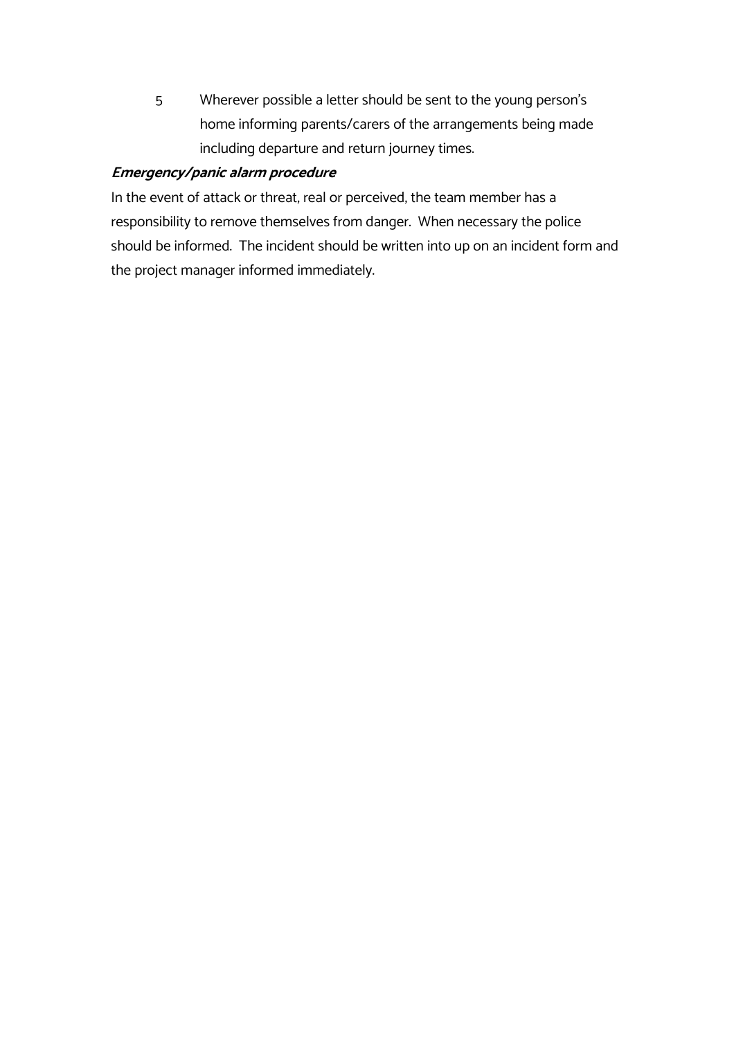5. Wherever possible a letter should be sent to the young person's home informing parents/carers of the arrangements being made including departure and return journey times.

***Emergency/panic alarm procedure***

In the event of attack or threat, real or perceived, the team member has a responsibility to remove themselves from danger. When necessary the police should be informed. The incident should be written into up on an incident form and the project manager informed immediately.